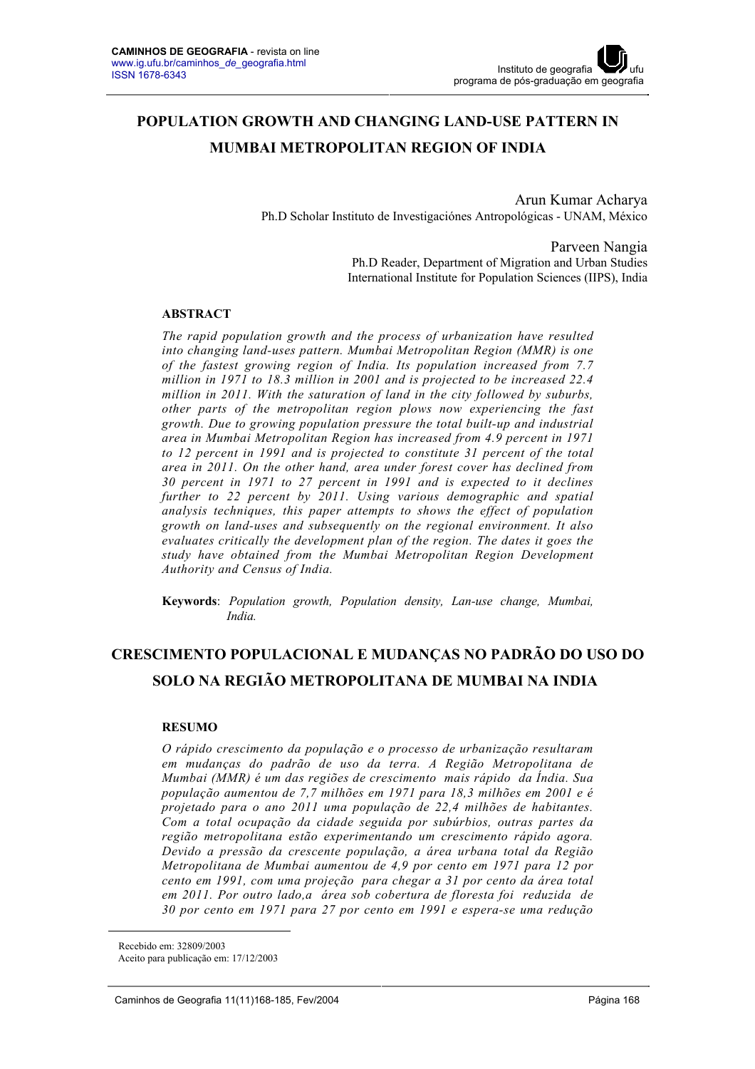# POPULATION GROWTH AND CHANGING LAND-USE PATTERN IN MUMBAI METROPOLITAN REGION OF INDIA

Arun Kumar Acharya
Ph.D Scholar Instituto de Investigaciónes Antropológicas - UNAM, México

Parveen Nangia
Ph.D Reader, Department of Migration and Urban Studies
International Institute for Population Sciences (IIPS), India

## ABSTRACT

*The rapid population growth and the process of urbanization have resulted into changing land-uses pattern. Mumbai Metropolitan Region (MMR) is one of the fastest growing region of India. Its population increased from 7.7 million in 1971 to 18.3 million in 2001 and is projected to be increased 22.4 million in 2011. With the saturation of land in the city followed by suburbs, other parts of the metropolitan region plows now experiencing the fast growth. Due to growing population pressure the total built-up and industrial area in Mumbai Metropolitan Region has increased from 4.9 percent in 1971 to 12 percent in 1991 and is projected to constitute 31 percent of the total area in 2011. On the other hand, area under forest cover has declined from 30 percent in 1971 to 27 percent in 1991 and is expected to it declines further to 22 percent by 2011. Using various demographic and spatial analysis techniques, this paper attempts to shows the effect of population growth on land-uses and subsequently on the regional environment. It also evaluates critically the development plan of the region. The dates it goes the study have obtained from the Mumbai Metropolitan Region Development Authority and Census of India.*

**Keywords**: *Population growth, Population density, Lan-use change, Mumbai, India.*

# CRESCIMENTO POPULACIONAL E MUDANÇAS NO PADRÃO DO USO DO SOLO NA REGIÃO METROPOLITANA DE MUMBAI NA INDIA

## RESUMO

*O rápido crescimento da população e o processo de urbanização resultaram em mudanças do padrão de uso da terra. A Região Metropolitana de Mumbai (MMR) é um das regiões de crescimento mais rápido da Índia. Sua população aumentou de 7,7 milhões em 1971 para 18,3 milhões em 2001 e é projetado para o ano 2011 uma população de 22,4 milhões de habitantes. Com a total ocupação da cidade seguida por subúrbios, outras partes da região metropolitana estão experimentando um crescimento rápido agora. Devido a pressão da crescente população, a área urbana total da Região Metropolitana de Mumbai aumentou de 4,9 por cento em 1971 para 12 por cento em 1991, com uma projeção para chegar a 31 por cento da área total em 2011. Por outro lado, a área sob cobertura de floresta foi reduzida de 30 por cento em 1971 para 27 por cento em 1991 e espera-se uma redução*

---

Recebido em: 32809/2003
Aceito para publicação em: 17/12/2003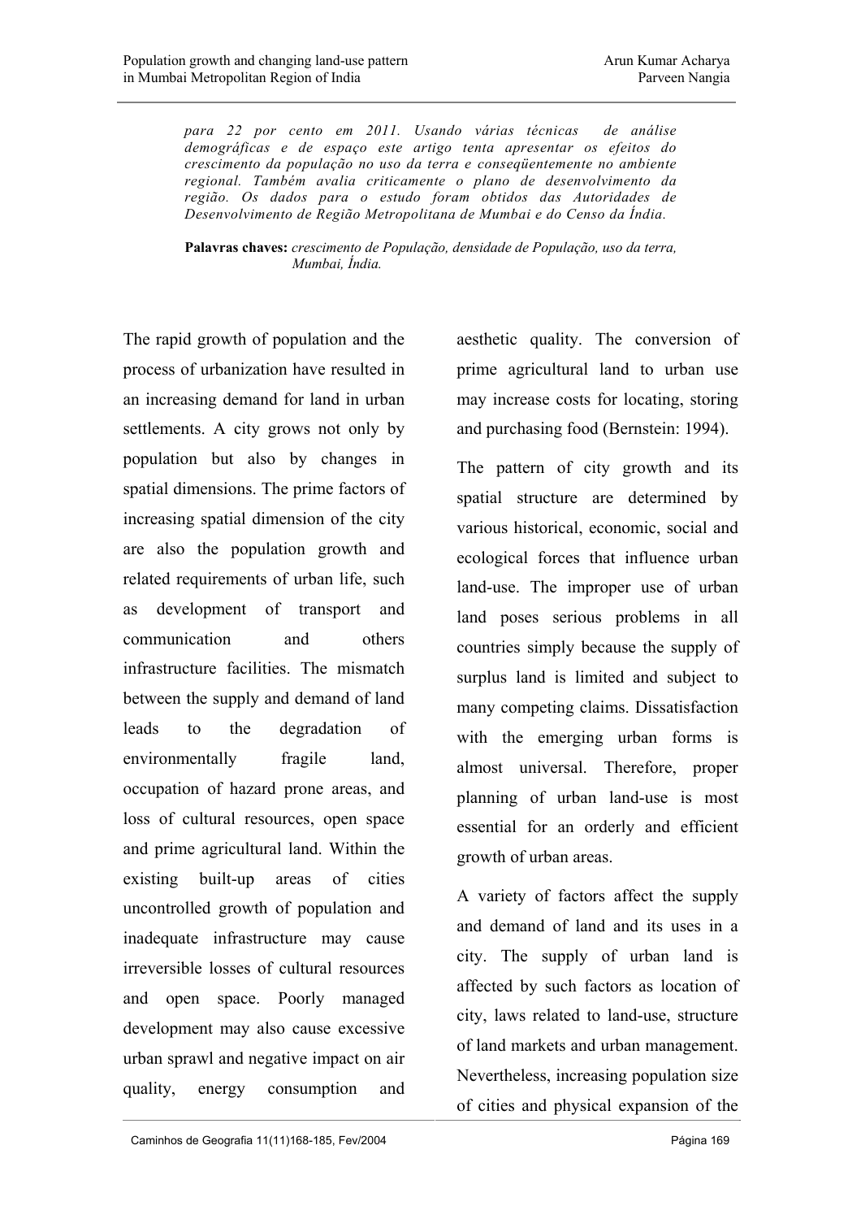*para 22 por cento em 2011. Usando várias técnicas de análise demográficas e de espaço este artigo tenta apresentar os efeitos do crescimento da população no uso da terra e conseqüentemente no ambiente regional. Também avalia criticamente o plano de desenvolvimento da região. Os dados para o estudo foram obtidos das Autoridades de Desenvolvimento de Região Metropolitana de Mumbai e do Censo da Índia.*

**Palavras chaves:** *crescimento de População, densidade de População, uso da terra, Mumbai, Índia.*

The rapid growth of population and the process of urbanization have resulted in an increasing demand for land in urban settlements. A city grows not only by population but also by changes in spatial dimensions. The prime factors of increasing spatial dimension of the city are also the population growth and related requirements of urban life, such as development of transport and communication and others infrastructure facilities. The mismatch between the supply and demand of land leads to the degradation of environmentally fragile land, occupation of hazard prone areas, and loss of cultural resources, open space and prime agricultural land. Within the existing built-up areas of cities uncontrolled growth of population and inadequate infrastructure may cause irreversible losses of cultural resources and open space. Poorly managed development may also cause excessive urban sprawl and negative impact on air quality, energy consumption and aesthetic quality. The conversion of prime agricultural land to urban use may increase costs for locating, storing and purchasing food (Bernstein: 1994).

The pattern of city growth and its spatial structure are determined by various historical, economic, social and ecological forces that influence urban land-use. The improper use of urban land poses serious problems in all countries simply because the supply of surplus land is limited and subject to many competing claims. Dissatisfaction with the emerging urban forms is almost universal. Therefore, proper planning of urban land-use is most essential for an orderly and efficient growth of urban areas.

A variety of factors affect the supply and demand of land and its uses in a city. The supply of urban land is affected by such factors as location of city, laws related to land-use, structure of land markets and urban management. Nevertheless, increasing population size of cities and physical expansion of the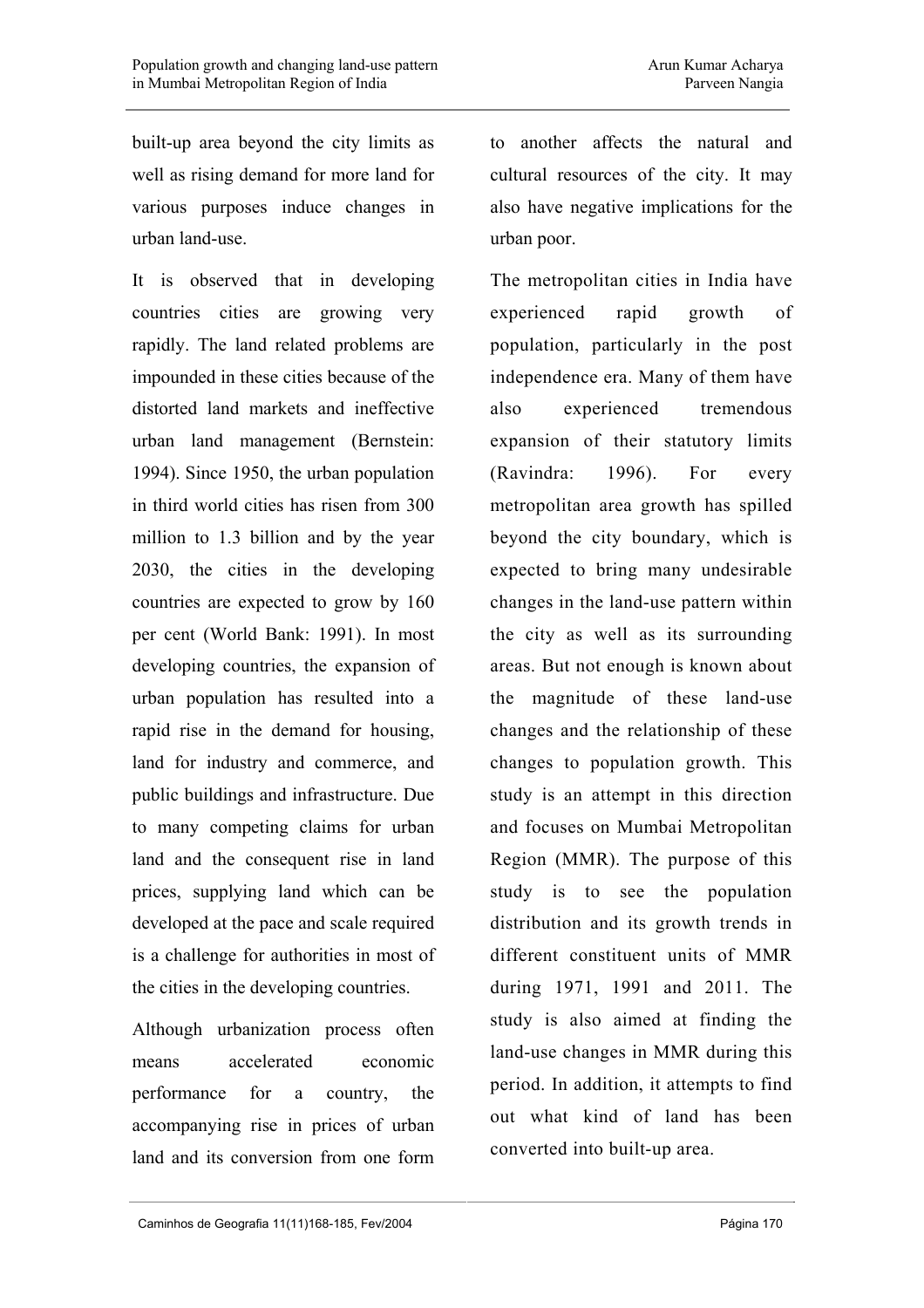built-up area beyond the city limits as well as rising demand for more land for various purposes induce changes in urban land-use.

It is observed that in developing countries cities are growing very rapidly. The land related problems are impounded in these cities because of the distorted land markets and ineffective urban land management (Bernstein: 1994). Since 1950, the urban population in third world cities has risen from 300 million to 1.3 billion and by the year 2030, the cities in the developing countries are expected to grow by 160 per cent (World Bank: 1991). In most developing countries, the expansion of urban population has resulted into a rapid rise in the demand for housing, land for industry and commerce, and public buildings and infrastructure. Due to many competing claims for urban land and the consequent rise in land prices, supplying land which can be developed at the pace and scale required is a challenge for authorities in most of the cities in the developing countries.

Although urbanization process often means accelerated economic performance for a country, the accompanying rise in prices of urban land and its conversion from one form to another affects the natural and cultural resources of the city. It may also have negative implications for the urban poor.

The metropolitan cities in India have experienced rapid growth of population, particularly in the post independence era. Many of them have also experienced tremendous expansion of their statutory limits (Ravindra: 1996). For every metropolitan area growth has spilled beyond the city boundary, which is expected to bring many undesirable changes in the land-use pattern within the city as well as its surrounding areas. But not enough is known about the magnitude of these land-use changes and the relationship of these changes to population growth. This study is an attempt in this direction and focuses on Mumbai Metropolitan Region (MMR). The purpose of this study is to see the population distribution and its growth trends in different constituent units of MMR during 1971, 1991 and 2011. The study is also aimed at finding the land-use changes in MMR during this period. In addition, it attempts to find out what kind of land has been converted into built-up area.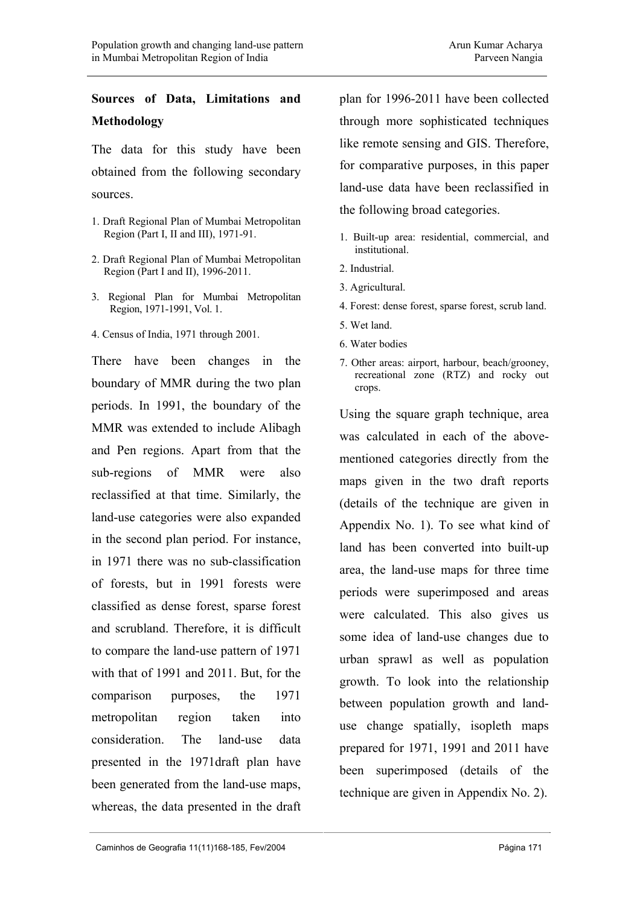### Sources of Data, Limitations and Methodology

The data for this study have been obtained from the following secondary sources.

1. Draft Regional Plan of Mumbai Metropolitan Region (Part I, II and III), 1971-91.
2. Draft Regional Plan of Mumbai Metropolitan Region (Part I and II), 1996-2011.
3. Regional Plan for Mumbai Metropolitan Region, 1971-1991, Vol. 1.
4. Census of India, 1971 through 2001.

There have been changes in the boundary of MMR during the two plan periods. In 1991, the boundary of the MMR was extended to include Alibagh and Pen regions. Apart from that the sub-regions of MMR were also reclassified at that time. Similarly, the land-use categories were also expanded in the second plan period. For instance, in 1971 there was no sub-classification of forests, but in 1991 forests were classified as dense forest, sparse forest and scrubland. Therefore, it is difficult to compare the land-use pattern of 1971 with that of 1991 and 2011. But, for the comparison purposes, the 1971 metropolitan region taken into consideration. The land-use data presented in the 1971draft plan have been generated from the land-use maps, whereas, the data presented in the draft plan for 1996-2011 have been collected through more sophisticated techniques like remote sensing and GIS. Therefore, for comparative purposes, in this paper land-use data have been reclassified in the following broad categories.

1. Built-up area: residential, commercial, and institutional.
2. Industrial.
3. Agricultural.
4. Forest: dense forest, sparse forest, scrub land.
5. Wet land.
6. Water bodies
7. Other areas: airport, harbour, beach/grooney, recreational zone (RTZ) and rocky out crops.

Using the square graph technique, area was calculated in each of the above-mentioned categories directly from the maps given in the two draft reports (details of the technique are given in Appendix No. 1). To see what kind of land has been converted into built-up area, the land-use maps for three time periods were superimposed and areas were calculated. This also gives us some idea of land-use changes due to urban sprawl as well as population growth. To look into the relationship between population growth and land-use change spatially, isopleth maps prepared for 1971, 1991 and 2011 have been superimposed (details of the technique are given in Appendix No. 2).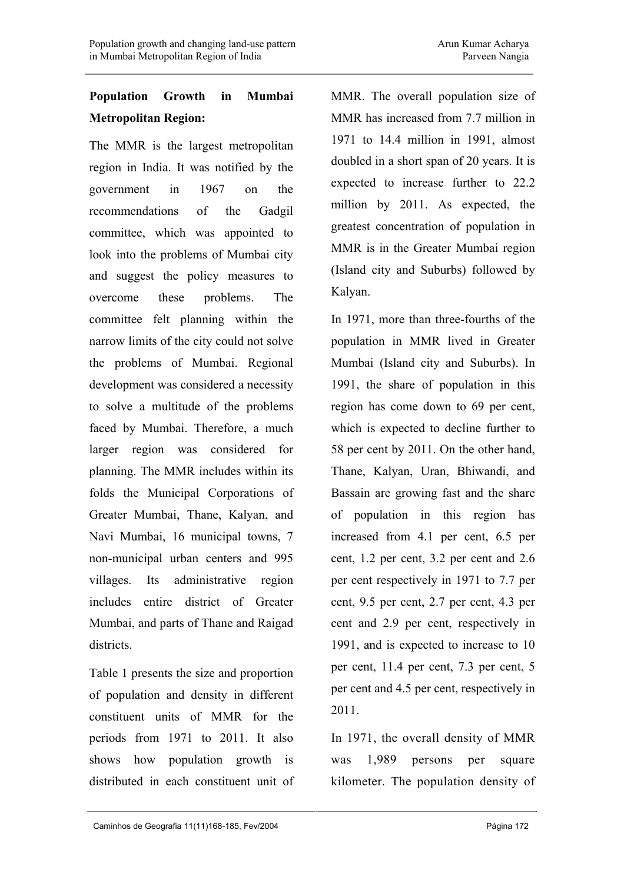**Population Growth in Mumbai Metropolitan Region:**

The MMR is the largest metropolitan region in India. It was notified by the government in 1967 on the recommendations of the Gadgil committee, which was appointed to look into the problems of Mumbai city and suggest the policy measures to overcome these problems. The committee felt planning within the narrow limits of the city could not solve the problems of Mumbai. Regional development was considered a necessity to solve a multitude of the problems faced by Mumbai. Therefore, a much larger region was considered for planning. The MMR includes within its folds the Municipal Corporations of Greater Mumbai, Thane, Kalyan, and Navi Mumbai, 16 municipal towns, 7 non-municipal urban centers and 995 villages. Its administrative region includes entire district of Greater Mumbai, and parts of Thane and Raigad districts.

Table 1 presents the size and proportion of population and density in different constituent units of MMR for the periods from 1971 to 2011. It also shows how population growth is distributed in each constituent unit of MMR. The overall population size of MMR has increased from 7.7 million in 1971 to 14.4 million in 1991, almost doubled in a short span of 20 years. It is expected to increase further to 22.2 million by 2011. As expected, the greatest concentration of population in MMR is in the Greater Mumbai region (Island city and Suburbs) followed by Kalyan.

In 1971, more than three-fourths of the population in MMR lived in Greater Mumbai (Island city and Suburbs). In 1991, the share of population in this region has come down to 69 per cent, which is expected to decline further to 58 per cent by 2011. On the other hand, Thane, Kalyan, Uran, Bhiwandi, and Bassain are growing fast and the share of population in this region has increased from 4.1 per cent, 6.5 per cent, 1.2 per cent, 3.2 per cent and 2.6 per cent respectively in 1971 to 7.7 per cent, 9.5 per cent, 2.7 per cent, 4.3 per cent and 2.9 per cent, respectively in 1991, and is expected to increase to 10 per cent, 11.4 per cent, 7.3 per cent, 5 per cent and 4.5 per cent, respectively in 2011.

In 1971, the overall density of MMR was 1,989 persons per square kilometer. The population density of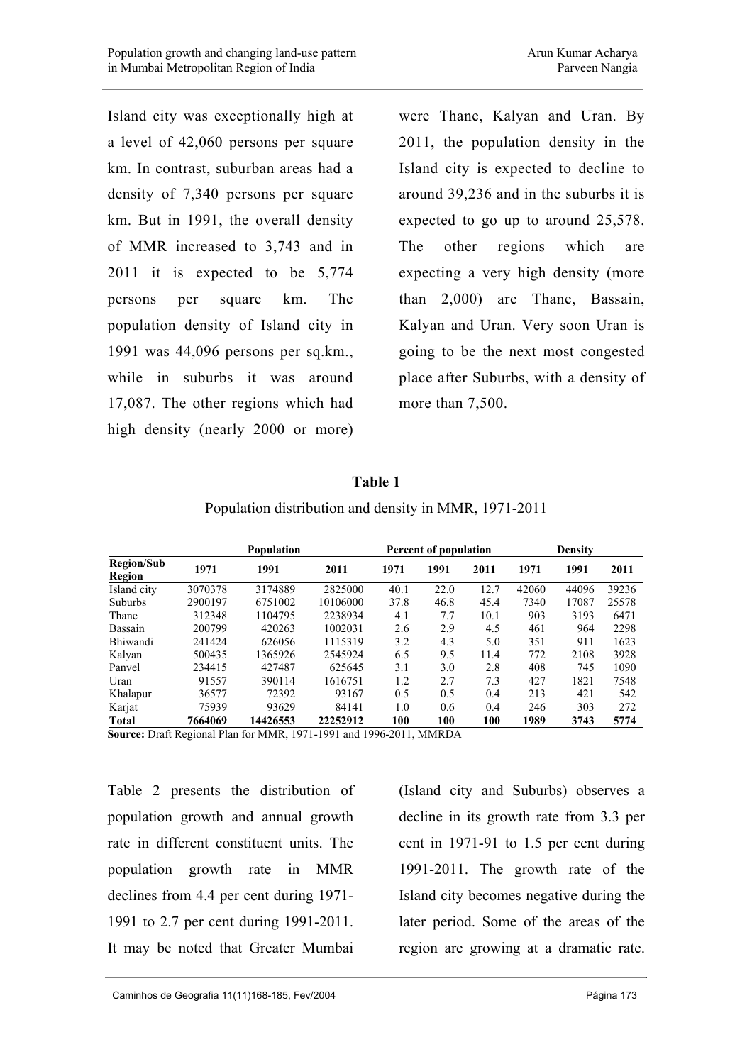Island city was exceptionally high at a level of 42,060 persons per square km. In contrast, suburban areas had a density of 7,340 persons per square km. But in 1991, the overall density of MMR increased to 3,743 and in 2011 it is expected to be 5,774 persons per square km. The population density of Island city in 1991 was 44,096 persons per sq.km., while in suburbs it was around 17,087. The other regions which had high density (nearly 2000 or more) were Thane, Kalyan and Uran. By 2011, the population density in the Island city is expected to decline to around 39,236 and in the suburbs it is expected to go up to around 25,578. The other regions which are expecting a very high density (more than 2,000) are Thane, Bassain, Kalyan and Uran. Very soon Uran is going to be the next most congested place after Suburbs, with a density of more than 7,500.

**Table 1**

Population distribution and density in MMR, 1971-2011

| Region/Sub Region | Population | | | Percent of population | | | Density | | |
|---|---|---|---|---|---|---|---|---|---|
| | 1971 | 1991 | 2011 | 1971 | 1991 | 2011 | 1971 | 1991 | 2011 |
| Island city | 3070378 | 3174889 | 2825000 | 40.1 | 22.0 | 12.7 | 42060 | 44096 | 39236 |
| Suburbs | 2900197 | 6751002 | 10106000 | 37.8 | 46.8 | 45.4 | 7340 | 17087 | 25578 |
| Thane | 312348 | 1104795 | 2238934 | 4.1 | 7.7 | 10.1 | 903 | 3193 | 6471 |
| Bassain | 200799 | 420263 | 1002031 | 2.6 | 2.9 | 4.5 | 461 | 964 | 2298 |
| Bhiwandi | 241424 | 626056 | 1115319 | 3.2 | 4.3 | 5.0 | 351 | 911 | 1623 |
| Kalyan | 500435 | 1365926 | 2545924 | 6.5 | 9.5 | 11.4 | 772 | 2108 | 3928 |
| Panvel | 234415 | 427487 | 625645 | 3.1 | 3.0 | 2.8 | 408 | 745 | 1090 |
| Uran | 91557 | 390114 | 1616751 | 1.2 | 2.7 | 7.3 | 427 | 1821 | 7548 |
| Khalapur | 36577 | 72392 | 93167 | 0.5 | 0.5 | 0.4 | 213 | 421 | 542 |
| Karjat | 75939 | 93629 | 84141 | 1.0 | 0.6 | 0.4 | 246 | 303 | 272 |
| **Total** | **7664069** | **14426553** | **22252912** | **100** | **100** | **100** | **1989** | **3743** | **5774** |

**Source:** Draft Regional Plan for MMR, 1971-1991 and 1996-2011, MMRDA

Table 2 presents the distribution of population growth and annual growth rate in different constituent units. The population growth rate in MMR declines from 4.4 per cent during 1971-1991 to 2.7 per cent during 1991-2011. It may be noted that Greater Mumbai (Island city and Suburbs) observes a decline in its growth rate from 3.3 per cent in 1971-91 to 1.5 per cent during 1991-2011. The growth rate of the Island city becomes negative during the later period. Some of the areas of the region are growing at a dramatic rate.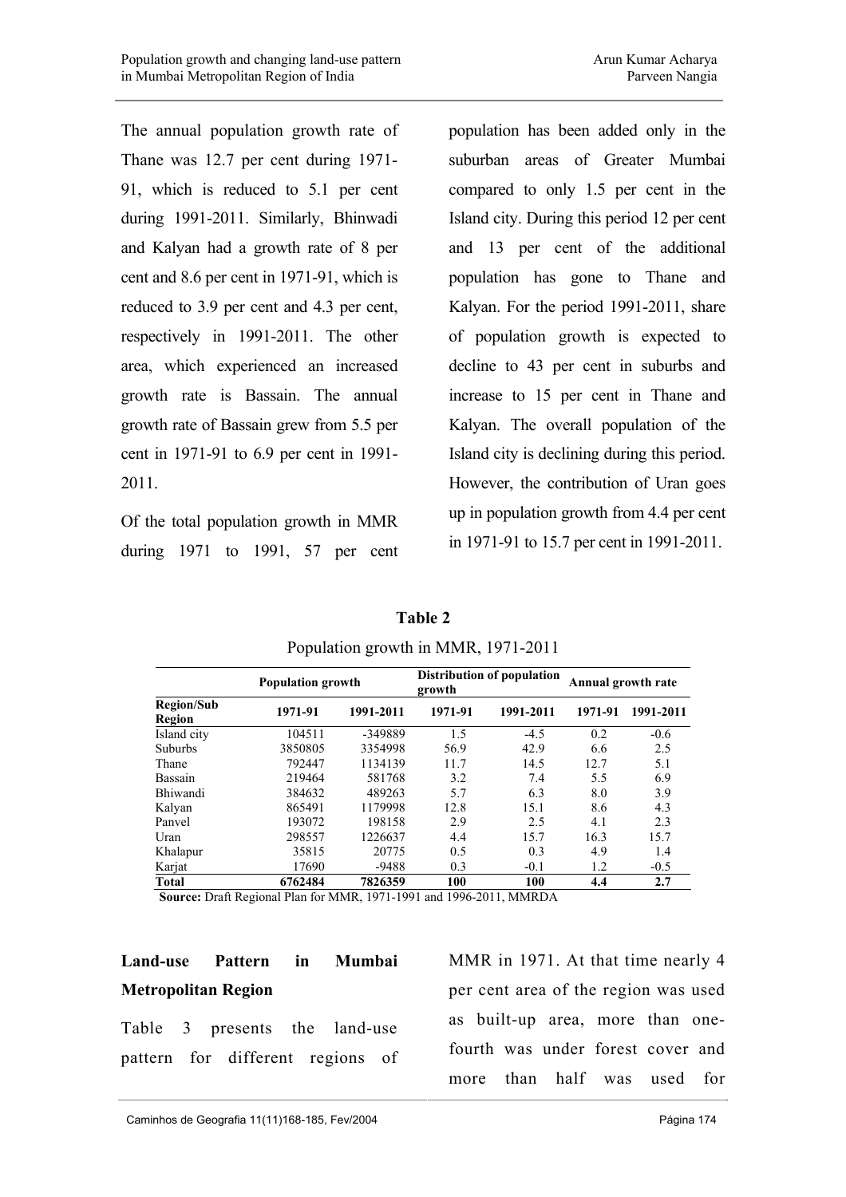The annual population growth rate of Thane was 12.7 per cent during 1971-91, which is reduced to 5.1 per cent during 1991-2011. Similarly, Bhinwadi and Kalyan had a growth rate of 8 per cent and 8.6 per cent in 1971-91, which is reduced to 3.9 per cent and 4.3 per cent, respectively in 1991-2011. The other area, which experienced an increased growth rate is Bassain. The annual growth rate of Bassain grew from 5.5 per cent in 1971-91 to 6.9 per cent in 1991-2011.

Of the total population growth in MMR during 1971 to 1991, 57 per cent population has been added only in the suburban areas of Greater Mumbai compared to only 1.5 per cent in the Island city. During this period 12 per cent and 13 per cent of the additional population has gone to Thane and Kalyan. For the period 1991-2011, share of population growth is expected to decline to 43 per cent in suburbs and increase to 15 per cent in Thane and Kalyan. The overall population of the Island city is declining during this period. However, the contribution of Uran goes up in population growth from 4.4 per cent in 1971-91 to 15.7 per cent in 1991-2011.

**Table 2**

Population growth in MMR, 1971-2011

| | Population growth | | Distribution of population growth | | Annual growth rate | |
|---|---|---|---|---|---|---|
| **Region/Sub Region** | **1971-91** | **1991-2011** | **1971-91** | **1991-2011** | **1971-91** | **1991-2011** |
| Island city | 104511 | -349889 | 1.5 | -4.5 | 0.2 | -0.6 |
| Suburbs | 3850805 | 3354998 | 56.9 | 42.9 | 6.6 | 2.5 |
| Thane | 792447 | 1134139 | 11.7 | 14.5 | 12.7 | 5.1 |
| Bassain | 219464 | 581768 | 3.2 | 7.4 | 5.5 | 6.9 |
| Bhiwandi | 384632 | 489263 | 5.7 | 6.3 | 8.0 | 3.9 |
| Kalyan | 865491 | 1179998 | 12.8 | 15.1 | 8.6 | 4.3 |
| Panvel | 193072 | 198158 | 2.9 | 2.5 | 4.1 | 2.3 |
| Uran | 298557 | 1226637 | 4.4 | 15.7 | 16.3 | 15.7 |
| Khalapur | 35815 | 20775 | 0.5 | 0.3 | 4.9 | 1.4 |
| Karjat | 17690 | -9488 | 0.3 | -0.1 | 1.2 | -0.5 |
| **Total** | **6762484** | **7826359** | **100** | **100** | **4.4** | **2.7** |

**Source:** Draft Regional Plan for MMR, 1971-1991 and 1996-2011, MMRDA

## Land-use Pattern in Mumbai Metropolitan Region

Table 3 presents the land-use pattern for different regions of MMR in 1971. At that time nearly 4 per cent area of the region was used as built-up area, more than one-fourth was under forest cover and more than half was used for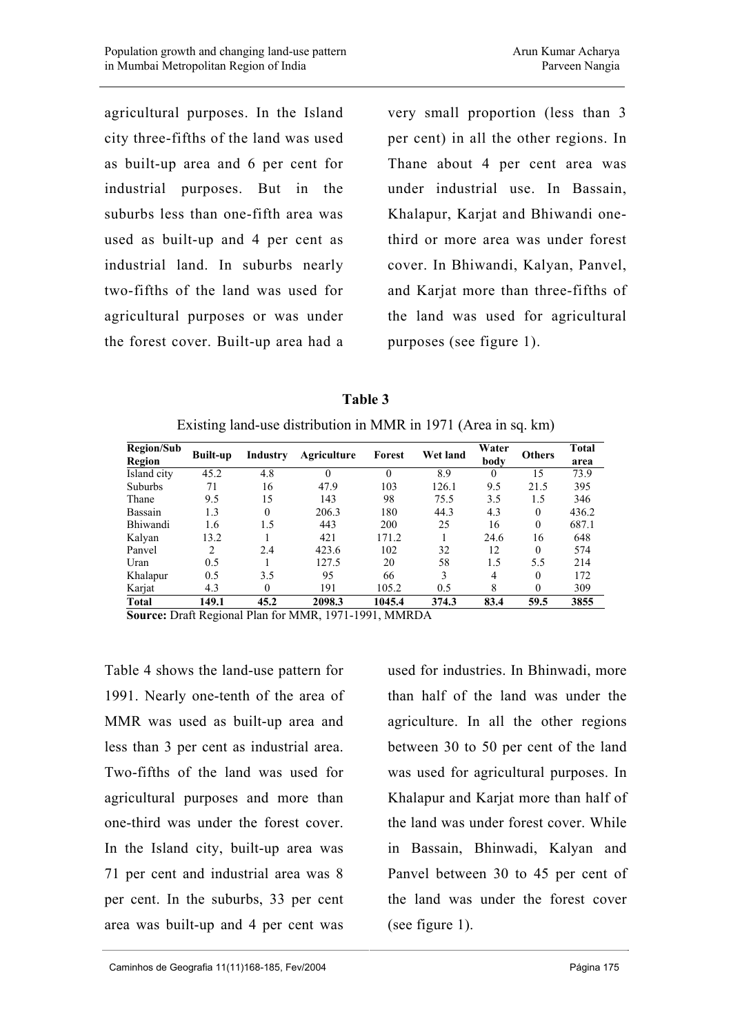agricultural purposes. In the Island city three-fifths of the land was used as built-up area and 6 per cent for industrial purposes. But in the suburbs less than one-fifth area was used as built-up and 4 per cent as industrial land. In suburbs nearly two-fifths of the land was used for agricultural purposes or was under the forest cover. Built-up area had a very small proportion (less than 3 per cent) in all the other regions. In Thane about 4 per cent area was under industrial use. In Bassain, Khalapur, Karjat and Bhiwandi one-third or more area was under forest cover. In Bhiwandi, Kalyan, Panvel, and Karjat more than three-fifths of the land was used for agricultural purposes (see figure 1).

**Table 3**

Existing land-use distribution in MMR in 1971 (Area in sq. km)

| Region/Sub Region | Built-up | Industry | Agriculture | Forest | Wet land | Water body | Others | Total area |
|---|---|---|---|---|---|---|---|---|
| Island city | 45.2 | 4.8 | 0 | 0 | 8.9 | 0 | 15 | 73.9 |
| Suburbs | 71 | 16 | 47.9 | 103 | 126.1 | 9.5 | 21.5 | 395 |
| Thane | 9.5 | 15 | 143 | 98 | 75.5 | 3.5 | 1.5 | 346 |
| Bassain | 1.3 | 0 | 206.3 | 180 | 44.3 | 4.3 | 0 | 436.2 |
| Bhiwandi | 1.6 | 1.5 | 443 | 200 | 25 | 16 | 0 | 687.1 |
| Kalyan | 13.2 | 1 | 421 | 171.2 | 1 | 24.6 | 16 | 648 |
| Panvel | 2 | 2.4 | 423.6 | 102 | 32 | 12 | 0 | 574 |
| Uran | 0.5 | 1 | 127.5 | 20 | 58 | 1.5 | 5.5 | 214 |
| Khalapur | 0.5 | 3.5 | 95 | 66 | 3 | 4 | 0 | 172 |
| Karjat | 4.3 | 0 | 191 | 105.2 | 0.5 | 8 | 0 | 309 |
| **Total** | **149.1** | **45.2** | **2098.3** | **1045.4** | **374.3** | **83.4** | **59.5** | **3855** |

**Source:** Draft Regional Plan for MMR, 1971-1991, MMRDA

Table 4 shows the land-use pattern for 1991. Nearly one-tenth of the area of MMR was used as built-up area and less than 3 per cent as industrial area. Two-fifths of the land was used for agricultural purposes and more than one-third was under the forest cover. In the Island city, built-up area was 71 per cent and industrial area was 8 per cent. In the suburbs, 33 per cent area was built-up and 4 per cent was used for industries. In Bhinwadi, more than half of the land was under the agriculture. In all the other regions between 30 to 50 per cent of the land was used for agricultural purposes. In Khalapur and Karjat more than half of the land was under forest cover. While in Bassain, Bhinwadi, Kalyan and Panvel between 30 to 45 per cent of the land was under the forest cover (see figure 1).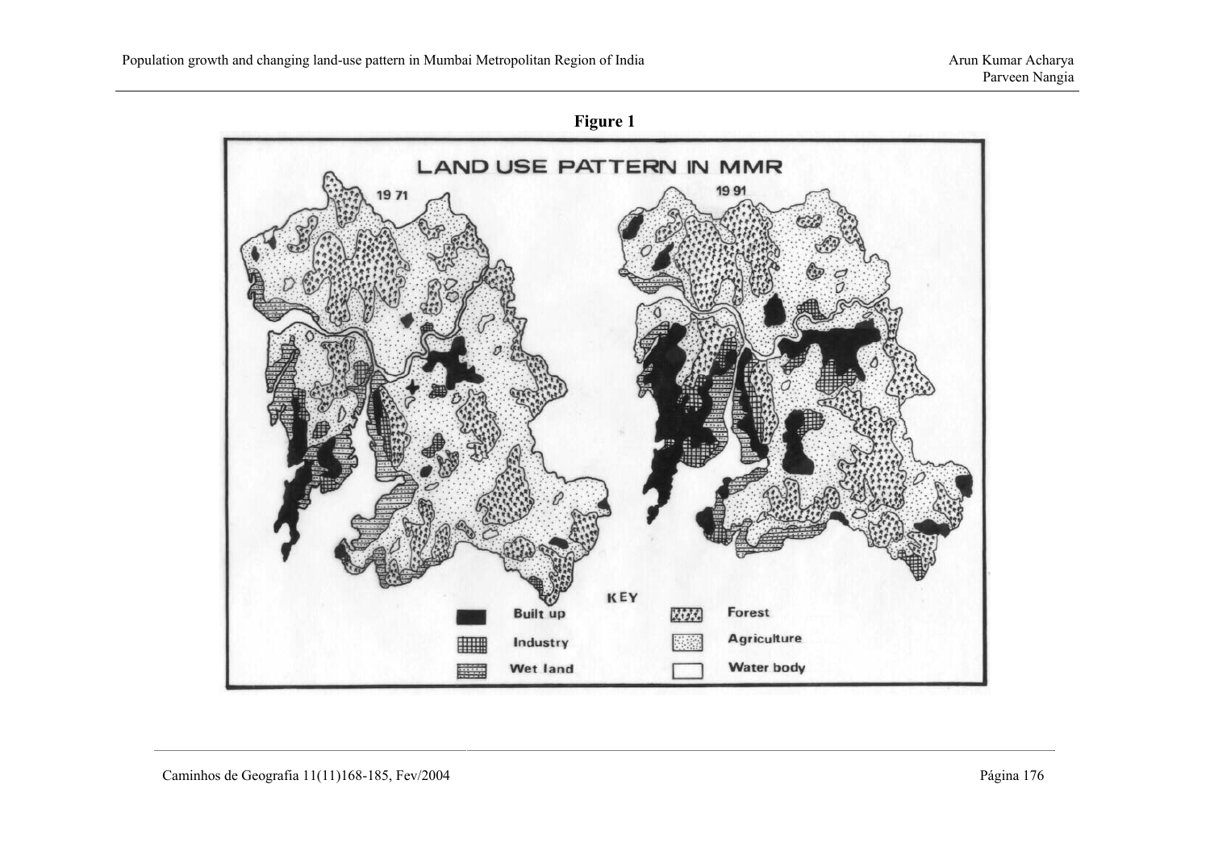**Figure 1**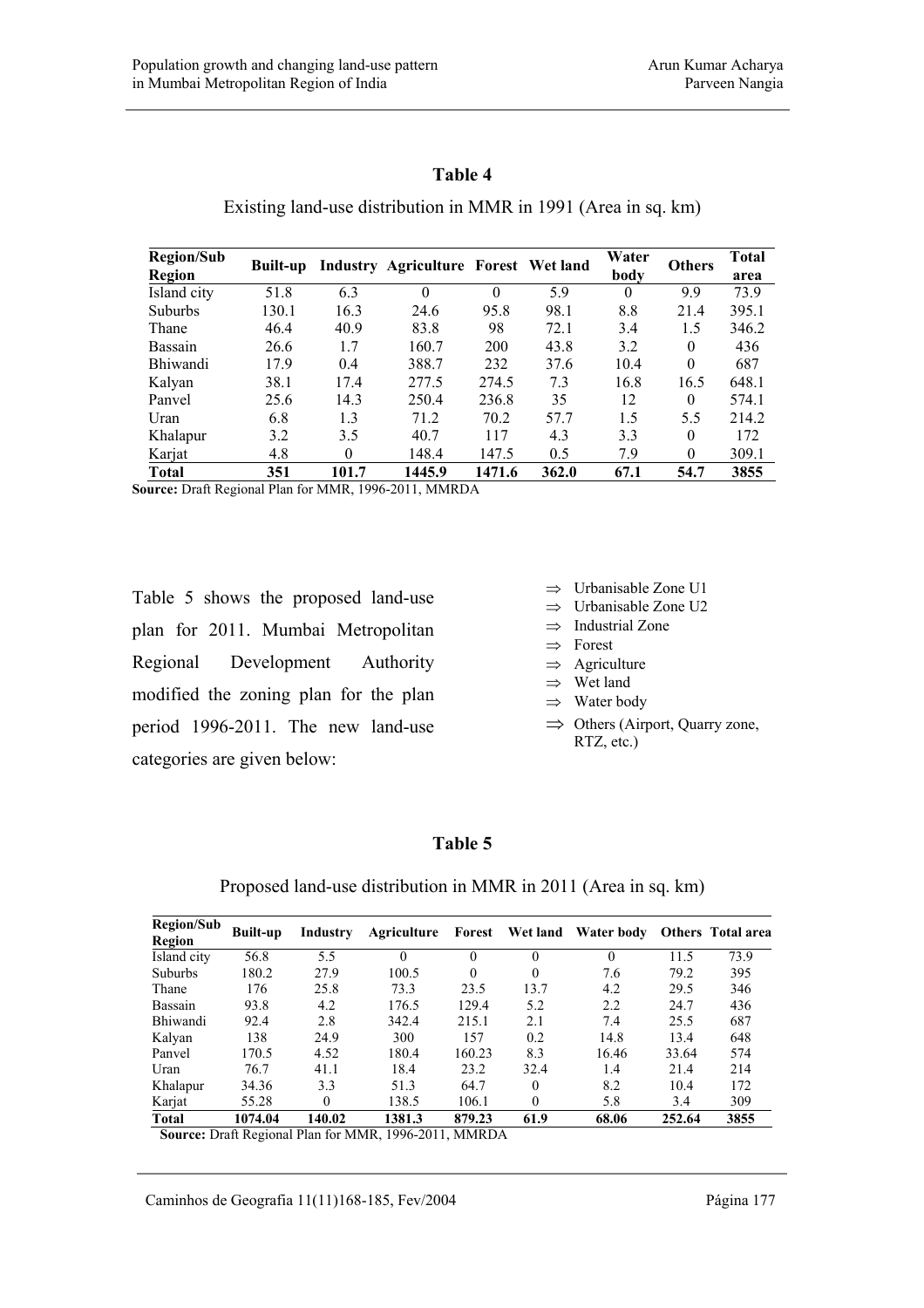**Table 4**

Existing land-use distribution in MMR in 1991 (Area in sq. km)

| Region/Sub Region | Built-up | Industry | Agriculture | Forest | Wet land | Water body | Others | Total area |
|---|---|---|---|---|---|---|---|---|
| Island city | 51.8 | 6.3 | 0 | 0 | 5.9 | 0 | 9.9 | 73.9 |
| Suburbs | 130.1 | 16.3 | 24.6 | 95.8 | 98.1 | 8.8 | 21.4 | 395.1 |
| Thane | 46.4 | 40.9 | 83.8 | 98 | 72.1 | 3.4 | 1.5 | 346.2 |
| Bassain | 26.6 | 1.7 | 160.7 | 200 | 43.8 | 3.2 | 0 | 436 |
| Bhiwandi | 17.9 | 0.4 | 388.7 | 232 | 37.6 | 10.4 | 0 | 687 |
| Kalyan | 38.1 | 17.4 | 277.5 | 274.5 | 7.3 | 16.8 | 16.5 | 648.1 |
| Panvel | 25.6 | 14.3 | 250.4 | 236.8 | 35 | 12 | 0 | 574.1 |
| Uran | 6.8 | 1.3 | 71.2 | 70.2 | 57.7 | 1.5 | 5.5 | 214.2 |
| Khalapur | 3.2 | 3.5 | 40.7 | 117 | 4.3 | 3.3 | 0 | 172 |
| Karjat | 4.8 | 0 | 148.4 | 147.5 | 0.5 | 7.9 | 0 | 309.1 |
| **Total** | **351** | **101.7** | **1445.9** | **1471.6** | **362.0** | **67.1** | **54.7** | **3855** |

**Source:** Draft Regional Plan for MMR, 1996-2011, MMRDA

Table 5 shows the proposed land-use plan for 2011. Mumbai Metropolitan Regional Development Authority modified the zoning plan for the plan period 1996-2011. The new land-use categories are given below:

- ⇒ Urbanisable Zone U1
- ⇒ Urbanisable Zone U2
- ⇒ Industrial Zone
- ⇒ Forest
- ⇒ Agriculture
- ⇒ Wet land
- ⇒ Water body
- ⇒ Others (Airport, Quarry zone, RTZ, etc.)

**Table 5**

Proposed land-use distribution in MMR in 2011 (Area in sq. km)

| Region/Sub Region | Built-up | Industry | Agriculture | Forest | Wet land | Water body | Others | Total area |
|---|---|---|---|---|---|---|---|---|
| Island city | 56.8 | 5.5 | 0 | 0 | 0 | 0 | 11.5 | 73.9 |
| Suburbs | 180.2 | 27.9 | 100.5 | 0 | 0 | 7.6 | 79.2 | 395 |
| Thane | 176 | 25.8 | 73.3 | 23.5 | 13.7 | 4.2 | 29.5 | 346 |
| Bassain | 93.8 | 4.2 | 176.5 | 129.4 | 5.2 | 2.2 | 24.7 | 436 |
| Bhiwandi | 92.4 | 2.8 | 342.4 | 215.1 | 2.1 | 7.4 | 25.5 | 687 |
| Kalyan | 138 | 24.9 | 300 | 157 | 0.2 | 14.8 | 13.4 | 648 |
| Panvel | 170.5 | 4.52 | 180.4 | 160.23 | 8.3 | 16.46 | 33.64 | 574 |
| Uran | 76.7 | 41.1 | 18.4 | 23.2 | 32.4 | 1.4 | 21.4 | 214 |
| Khalapur | 34.36 | 3.3 | 51.3 | 64.7 | 0 | 8.2 | 10.4 | 172 |
| Karjat | 55.28 | 0 | 138.5 | 106.1 | 0 | 5.8 | 3.4 | 309 |
| **Total** | **1074.04** | **140.02** | **1381.3** | **879.23** | **61.9** | **68.06** | **252.64** | **3855** |

**Source:** Draft Regional Plan for MMR, 1996-2011, MMRDA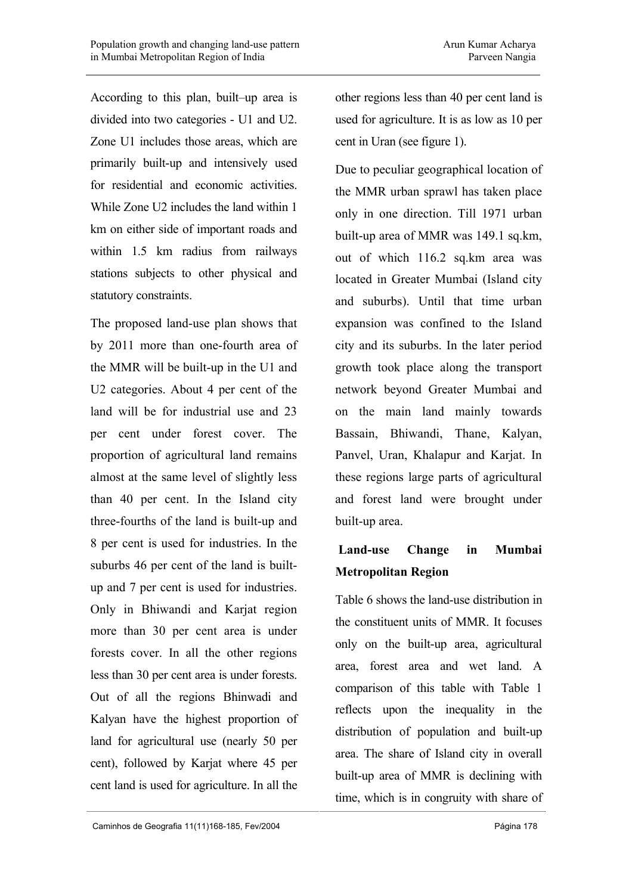According to this plan, built–up area is divided into two categories - U1 and U2. Zone U1 includes those areas, which are primarily built-up and intensively used for residential and economic activities. While Zone U2 includes the land within 1 km on either side of important roads and within 1.5 km radius from railways stations subjects to other physical and statutory constraints.

The proposed land-use plan shows that by 2011 more than one-fourth area of the MMR will be built-up in the U1 and U2 categories. About 4 per cent of the land will be for industrial use and 23 per cent under forest cover. The proportion of agricultural land remains almost at the same level of slightly less than 40 per cent. In the Island city three-fourths of the land is built-up and 8 per cent is used for industries. In the suburbs 46 per cent of the land is built-up and 7 per cent is used for industries. Only in Bhiwandi and Karjat region more than 30 per cent area is under forests cover. In all the other regions less than 30 per cent area is under forests. Out of all the regions Bhinwadi and Kalyan have the highest proportion of land for agricultural use (nearly 50 per cent), followed by Karjat where 45 per cent land is used for agriculture. In all the other regions less than 40 per cent land is used for agriculture. It is as low as 10 per cent in Uran (see figure 1).

Due to peculiar geographical location of the MMR urban sprawl has taken place only in one direction. Till 1971 urban built-up area of MMR was 149.1 sq.km, out of which 116.2 sq.km area was located in Greater Mumbai (Island city and suburbs). Until that time urban expansion was confined to the Island city and its suburbs. In the later period growth took place along the transport network beyond Greater Mumbai and on the main land mainly towards Bassain, Bhiwandi, Thane, Kalyan, Panvel, Uran, Khalapur and Karjat. In these regions large parts of agricultural and forest land were brought under built-up area.

## Land-use Change in Mumbai Metropolitan Region

Table 6 shows the land-use distribution in the constituent units of MMR. It focuses only on the built-up area, agricultural area, forest area and wet land. A comparison of this table with Table 1 reflects upon the inequality in the distribution of population and built-up area. The share of Island city in overall built-up area of MMR is declining with time, which is in congruity with share of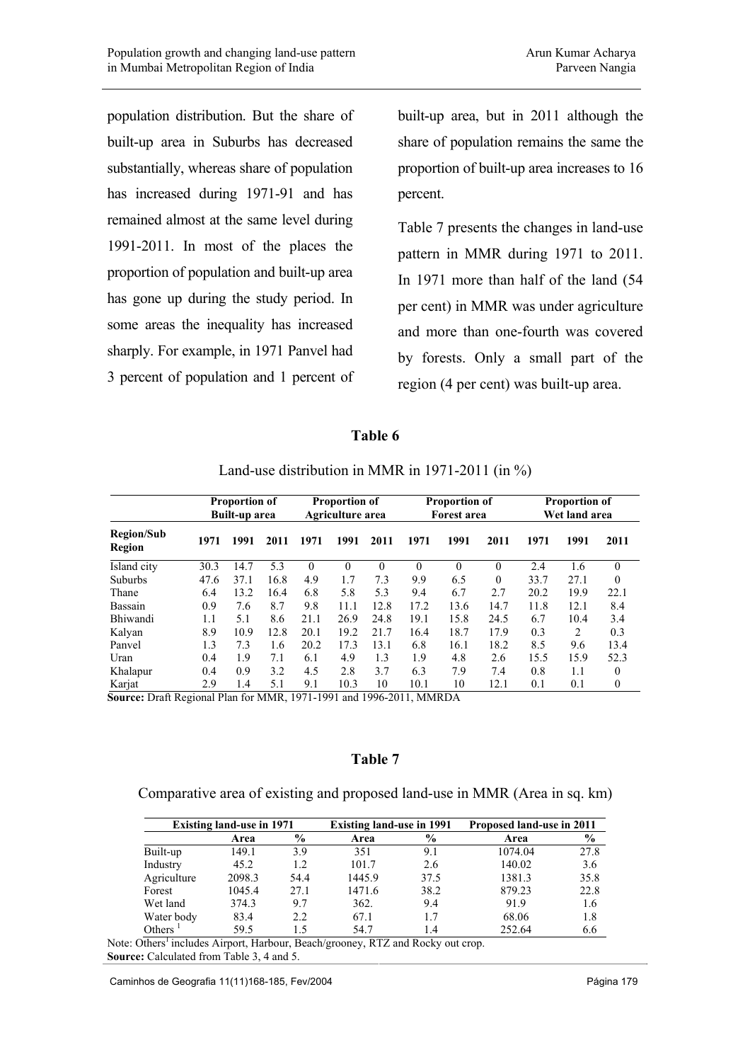population distribution. But the share of built-up area in Suburbs has decreased substantially, whereas share of population has increased during 1971-91 and has remained almost at the same level during 1991-2011. In most of the places the proportion of population and built-up area has gone up during the study period. In some areas the inequality has increased sharply. For example, in 1971 Panvel had 3 percent of population and 1 percent of built-up area, but in 2011 although the share of population remains the same the proportion of built-up area increases to 16 percent.

Table 7 presents the changes in land-use pattern in MMR during 1971 to 2011. In 1971 more than half of the land (54 per cent) in MMR was under agriculture and more than one-fourth was covered by forests. Only a small part of the region (4 per cent) was built-up area.

**Table 6**

Land-use distribution in MMR in 1971-2011 (in %)

| | Proportion of Built-up area | | | Proportion of Agriculture area | | | Proportion of Forest area | | | Proportion of Wet land area | | |
|---|---|---|---|---|---|---|---|---|---|---|---|---|
| **Region/Sub Region** | **1971** | **1991** | **2011** | **1971** | **1991** | **2011** | **1971** | **1991** | **2011** | **1971** | **1991** | **2011** |
| Island city | 30.3 | 14.7 | 5.3 | 0 | 0 | 0 | 0 | 0 | 0 | 2.4 | 1.6 | 0 |
| Suburbs | 47.6 | 37.1 | 16.8 | 4.9 | 1.7 | 7.3 | 9.9 | 6.5 | 0 | 33.7 | 27.1 | 0 |
| Thane | 6.4 | 13.2 | 16.4 | 6.8 | 5.8 | 5.3 | 9.4 | 6.7 | 2.7 | 20.2 | 19.9 | 22.1 |
| Bassain | 0.9 | 7.6 | 8.7 | 9.8 | 11.1 | 12.8 | 17.2 | 13.6 | 14.7 | 11.8 | 12.1 | 8.4 |
| Bhiwandi | 1.1 | 5.1 | 8.6 | 21.1 | 26.9 | 24.8 | 19.1 | 15.8 | 24.5 | 6.7 | 10.4 | 3.4 |
| Kalyan | 8.9 | 10.9 | 12.8 | 20.1 | 19.2 | 21.7 | 16.4 | 18.7 | 17.9 | 0.3 | 2 | 0.3 |
| Panvel | 1.3 | 7.3 | 1.6 | 20.2 | 17.3 | 13.1 | 6.8 | 16.1 | 18.2 | 8.5 | 9.6 | 13.4 |
| Uran | 0.4 | 1.9 | 7.1 | 6.1 | 4.9 | 1.3 | 1.9 | 4.8 | 2.6 | 15.5 | 15.9 | 52.3 |
| Khalapur | 0.4 | 0.9 | 3.2 | 4.5 | 2.8 | 3.7 | 6.3 | 7.9 | 7.4 | 0.8 | 1.1 | 0 |
| Karjat | 2.9 | 1.4 | 5.1 | 9.1 | 10.3 | 10 | 10.1 | 10 | 12.1 | 0.1 | 0.1 | 0 |

**Source:** Draft Regional Plan for MMR, 1971-1991 and 1996-2011, MMRDA

**Table 7**

Comparative area of existing and proposed land-use in MMR (Area in sq. km)

| | Existing land-use in 1971 | | Existing land-use in 1991 | | Proposed land-use in 2011 | |
|---|---|---|---|---|---|---|
| | **Area** | **%** | **Area** | **%** | **Area** | **%** |
| Built-up | 149.1 | 3.9 | 351 | 9.1 | 1074.04 | 27.8 |
| Industry | 45.2 | 1.2 | 101.7 | 2.6 | 140.02 | 3.6 |
| Agriculture | 2098.3 | 54.4 | 1445.9 | 37.5 | 1381.3 | 35.8 |
| Forest | 1045.4 | 27.1 | 1471.6 | 38.2 | 879.23 | 22.8 |
| Wet land | 374.3 | 9.7 | 362. | 9.4 | 91.9 | 1.6 |
| Water body | 83.4 | 2.2 | 67.1 | 1.7 | 68.06 | 1.8 |
| Others [1] | 59.5 | 1.5 | 54.7 | 1.4 | 252.64 | 6.6 |

Note: Others[1] includes Airport, Harbour, Beach/grooney, RTZ and Rocky out crop.
**Source:** Calculated from Table 3, 4 and 5.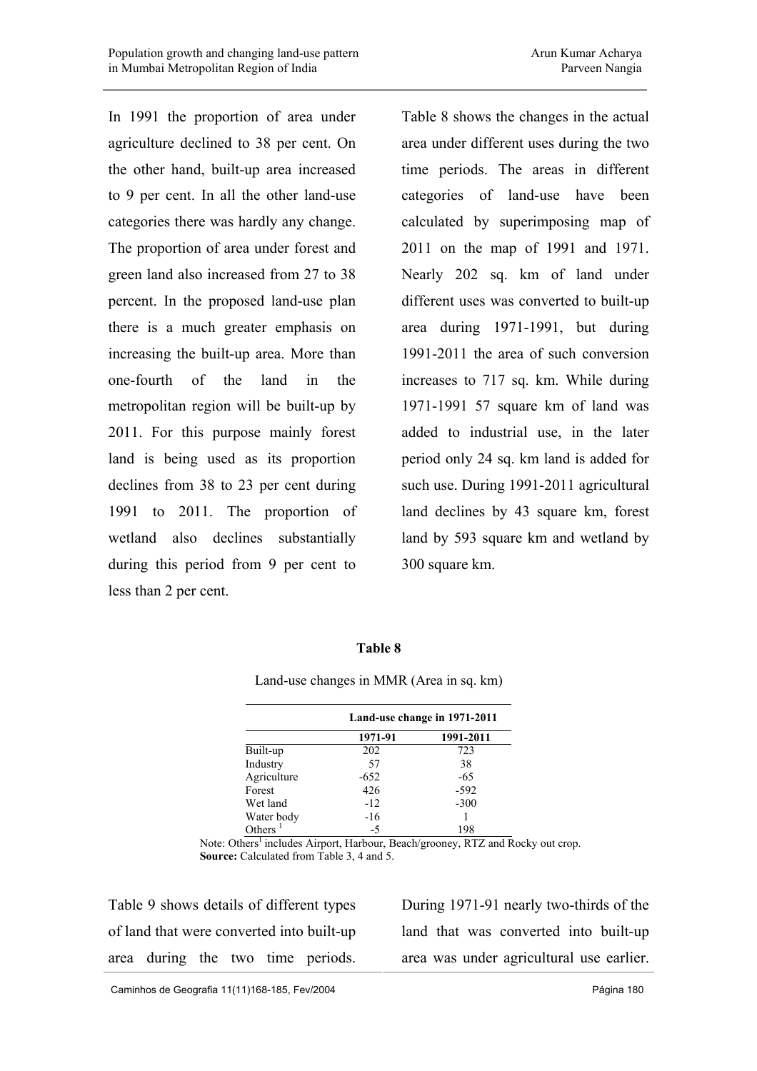In 1991 the proportion of area under agriculture declined to 38 per cent. On the other hand, built-up area increased to 9 per cent. In all the other land-use categories there was hardly any change. The proportion of area under forest and green land also increased from 27 to 38 percent. In the proposed land-use plan there is a much greater emphasis on increasing the built-up area. More than one-fourth of the land in the metropolitan region will be built-up by 2011. For this purpose mainly forest land is being used as its proportion declines from 38 to 23 per cent during 1991 to 2011. The proportion of wetland also declines substantially during this period from 9 per cent to less than 2 per cent.

Table 8 shows the changes in the actual area under different uses during the two time periods. The areas in different categories of land-use have been calculated by superimposing map of 2011 on the map of 1991 and 1971. Nearly 202 sq. km of land under different uses was converted to built-up area during 1971-1991, but during 1991-2011 the area of such conversion increases to 717 sq. km. While during 1971-1991 57 square km of land was added to industrial use, in the later period only 24 sq. km land is added for such use. During 1991-2011 agricultural land declines by 43 square km, forest land by 593 square km and wetland by 300 square km.

**Table 8**

Land-use changes in MMR (Area in sq. km)

| | Land-use change in 1971-2011 | |
|---|---|---|
| | 1971-91 | 1991-2011 |
| Built-up | 202 | 723 |
| Industry | 57 | 38 |
| Agriculture | -652 | -65 |
| Forest | 426 | -592 |
| Wet land | -12 | -300 |
| Water body | -16 | 1 |
| Others [1] | -5 | 198 |

Note: Others[1] includes Airport, Harbour, Beach/grooney, RTZ and Rocky out crop.
**Source:** Calculated from Table 3, 4 and 5.

Table 9 shows details of different types of land that were converted into built-up area during the two time periods. During 1971-91 nearly two-thirds of the land that was converted into built-up area was under agricultural use earlier.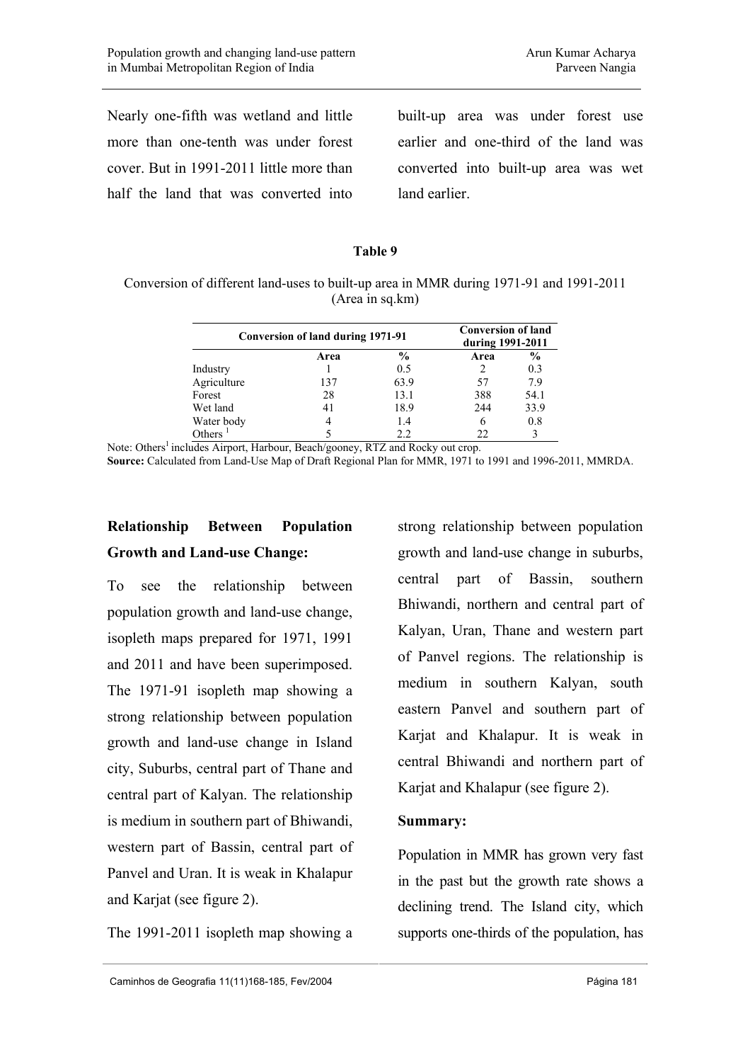Nearly one-fifth was wetland and little more than one-tenth was under forest cover. But in 1991-2011 little more than half the land that was converted into built-up area was under forest use earlier and one-third of the land was converted into built-up area was wet land earlier.

**Table 9**

Conversion of different land-uses to built-up area in MMR during 1971-91 and 1991-2011 (Area in sq.km)

| | Conversion of land during 1971-91 | | Conversion of land during 1991-2011 | |
|---|---|---|---|---|
| | **Area** | **%** | **Area** | **%** |
| Industry | 1 | 0.5 | 2 | 0.3 |
| Agriculture | 137 | 63.9 | 57 | 7.9 |
| Forest | 28 | 13.1 | 388 | 54.1 |
| Wet land | 41 | 18.9 | 244 | 33.9 |
| Water body | 4 | 1.4 | 6 | 0.8 |
| Others [1] | 5 | 2.2 | 22 | 3 |

Note: Others[1] includes Airport, Harbour, Beach/gooney, RTZ and Rocky out crop.
**Source:** Calculated from Land-Use Map of Draft Regional Plan for MMR, 1971 to 1991 and 1996-2011, MMRDA.

## Relationship Between Population Growth and Land-use Change:

To see the relationship between population growth and land-use change, isopleth maps prepared for 1971, 1991 and 2011 and have been superimposed. The 1971-91 isopleth map showing a strong relationship between population growth and land-use change in Island city, Suburbs, central part of Thane and central part of Kalyan. The relationship is medium in southern part of Bhiwandi, western part of Bassin, central part of Panvel and Uran. It is weak in Khalapur and Karjat (see figure 2).

The 1991-2011 isopleth map showing a strong relationship between population growth and land-use change in suburbs, central part of Bassin, southern Bhiwandi, northern and central part of Kalyan, Uran, Thane and western part of Panvel regions. The relationship is medium in southern Kalyan, south eastern Panvel and southern part of Karjat and Khalapur. It is weak in central Bhiwandi and northern part of Karjat and Khalapur (see figure 2).

## Summary:

Population in MMR has grown very fast in the past but the growth rate shows a declining trend. The Island city, which supports one-thirds of the population, has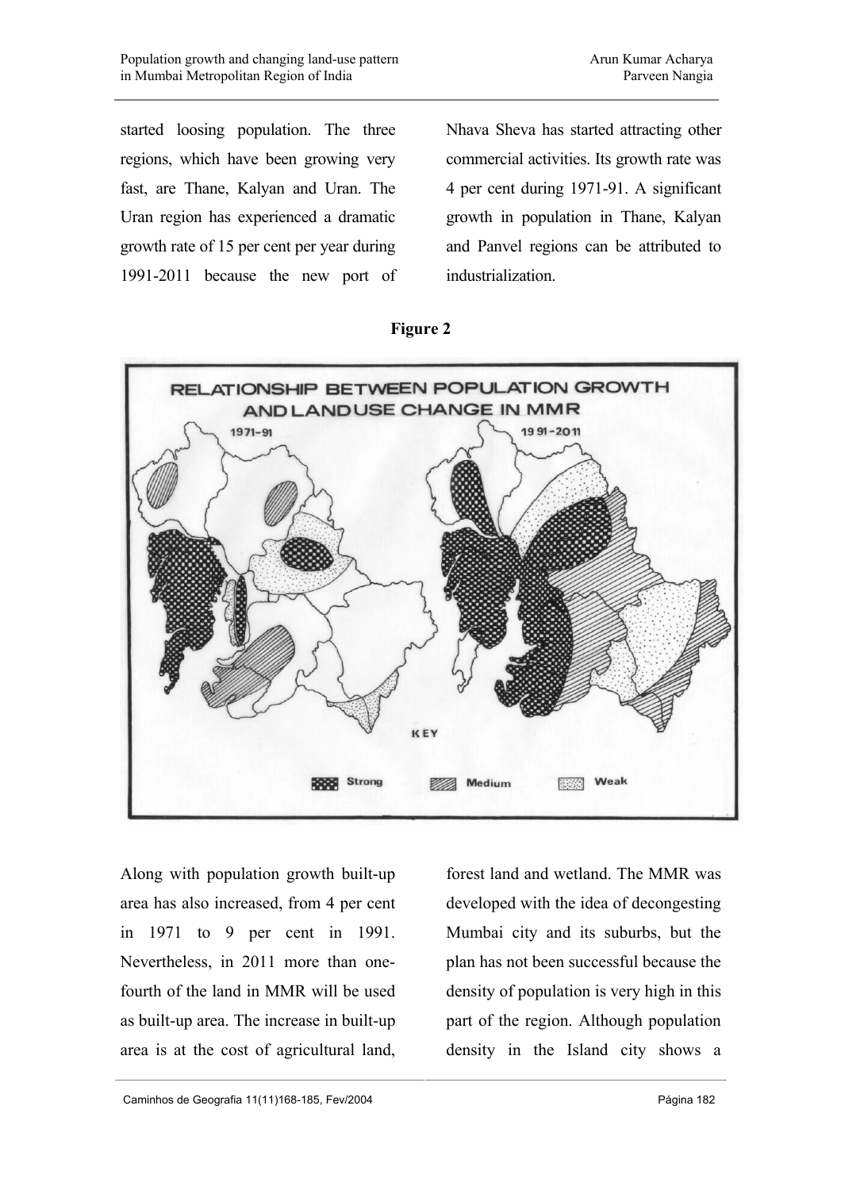started loosing population. The three regions, which have been growing very fast, are Thane, Kalyan and Uran. The Uran region has experienced a dramatic growth rate of 15 per cent per year during 1991-2011 because the new port of Nhava Sheva has started attracting other commercial activities. Its growth rate was 4 per cent during 1971-91. A significant growth in population in Thane, Kalyan and Panvel regions can be attributed to industrialization.

**Figure 2**

Along with population growth built-up area has also increased, from 4 per cent in 1971 to 9 per cent in 1991. Nevertheless, in 2011 more than one-fourth of the land in MMR will be used as built-up area. The increase in built-up area is at the cost of agricultural land, forest land and wetland. The MMR was developed with the idea of decongesting Mumbai city and its suburbs, but the plan has not been successful because the density of population is very high in this part of the region. Although population density in the Island city shows a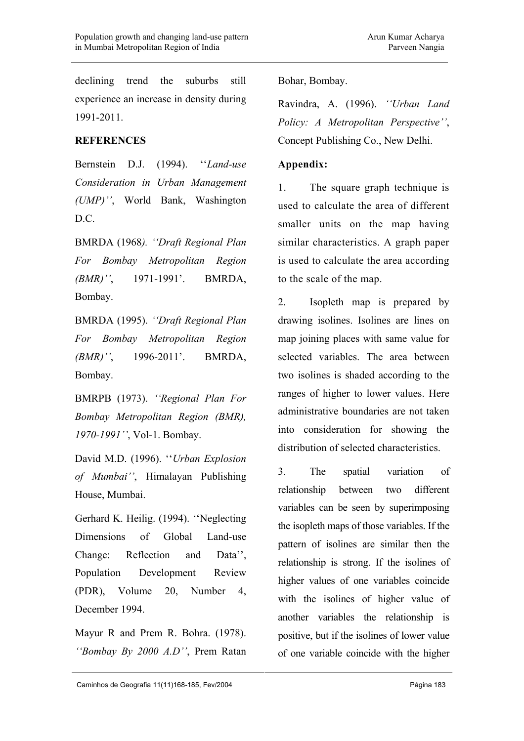declining trend the suburbs still experience an increase in density during 1991-2011.

## REFERENCES

Bernstein D.J. (1994). ''*Land-use Consideration in Urban Management (UMP)''*, World Bank, Washington D.C.

BMRDA (1968*). ''Draft Regional Plan For Bombay Metropolitan Region (BMR)''*, 1971-1991'. BMRDA, Bombay.

BMRDA (1995). *''Draft Regional Plan For Bombay Metropolitan Region (BMR)''*, 1996-2011'. BMRDA, Bombay.

BMRPB (1973). *''Regional Plan For Bombay Metropolitan Region (BMR), 1970-1991''*, Vol-1. Bombay.

David M.D. (1996). ''*Urban Explosion of Mumbai''*, Himalayan Publishing House, Mumbai.

Gerhard K. Heilig. (1994). ''Neglecting Dimensions of Global Land-use Change: Reflection and Data'', Population Development Review (PDR), Volume 20, Number 4, December 1994.

Mayur R and Prem R. Bohra. (1978). *''Bombay By 2000 A.D''*, Prem Ratan Bohar, Bombay.

Ravindra, A. (1996). *''Urban Land Policy: A Metropolitan Perspective''*, Concept Publishing Co., New Delhi.

## Appendix:

1. The square graph technique is used to calculate the area of different smaller units on the map having similar characteristics. A graph paper is used to calculate the area according to the scale of the map.

2. Isopleth map is prepared by drawing isolines. Isolines are lines on map joining places with same value for selected variables. The area between two isolines is shaded according to the ranges of higher to lower values. Here administrative boundaries are not taken into consideration for showing the distribution of selected characteristics.

3. The spatial variation of relationship between two different variables can be seen by superimposing the isopleth maps of those variables. If the pattern of isolines are similar then the relationship is strong. If the isolines of higher values of one variables coincide with the isolines of higher value of another variables the relationship is positive, but if the isolines of lower value of one variable coincide with the higher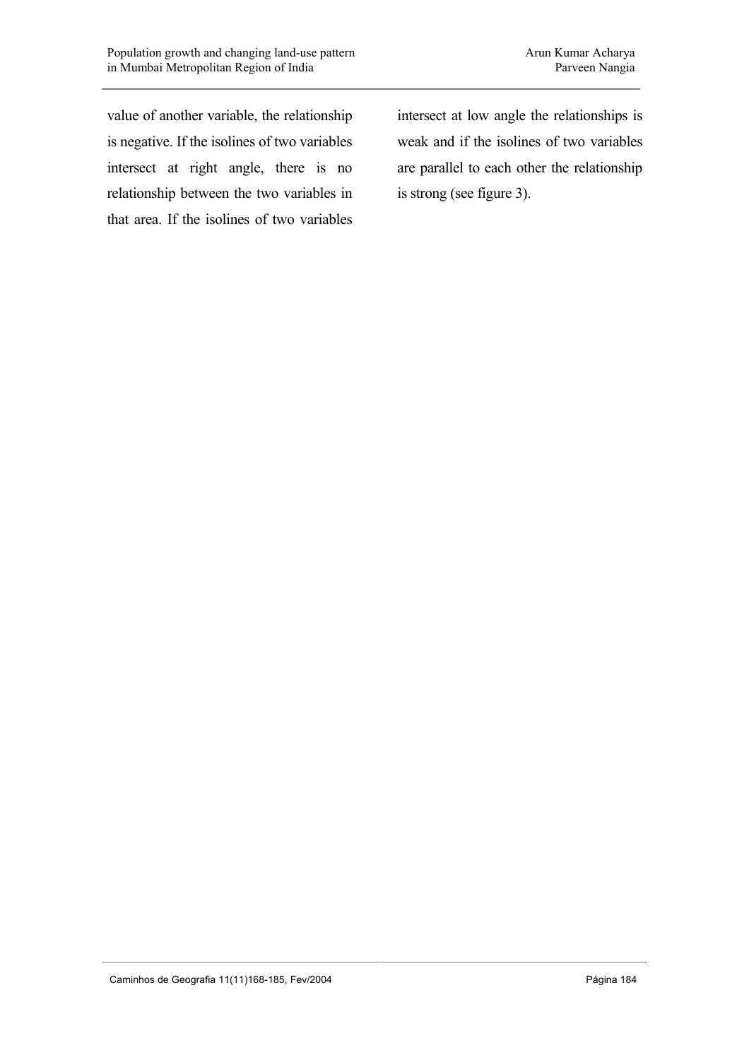value of another variable, the relationship is negative. If the isolines of two variables intersect at right angle, there is no relationship between the two variables in that area. If the isolines of two variables intersect at low angle the relationships is weak and if the isolines of two variables are parallel to each other the relationship is strong (see figure 3).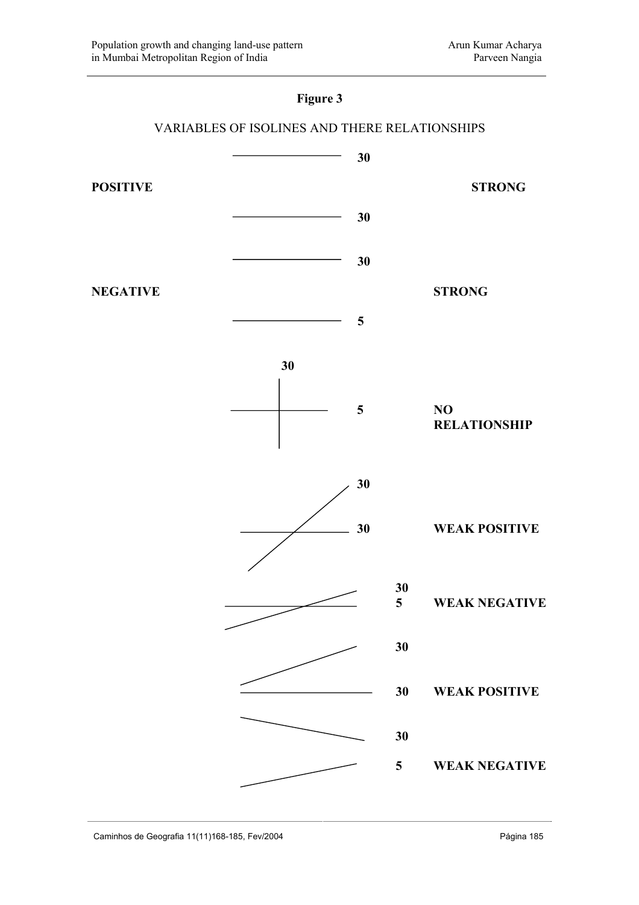**Figure 3**

VARIABLES OF ISOLINES AND THERE RELATIONSHIPS

30

POSITIVE STRONG

30

30

NEGATIVE STRONG

5

30

5 NO RELATIONSHIP

30

30 WEAK POSITIVE

30

5 WEAK NEGATIVE

30

30 WEAK POSITIVE

30

5 WEAK NEGATIVE